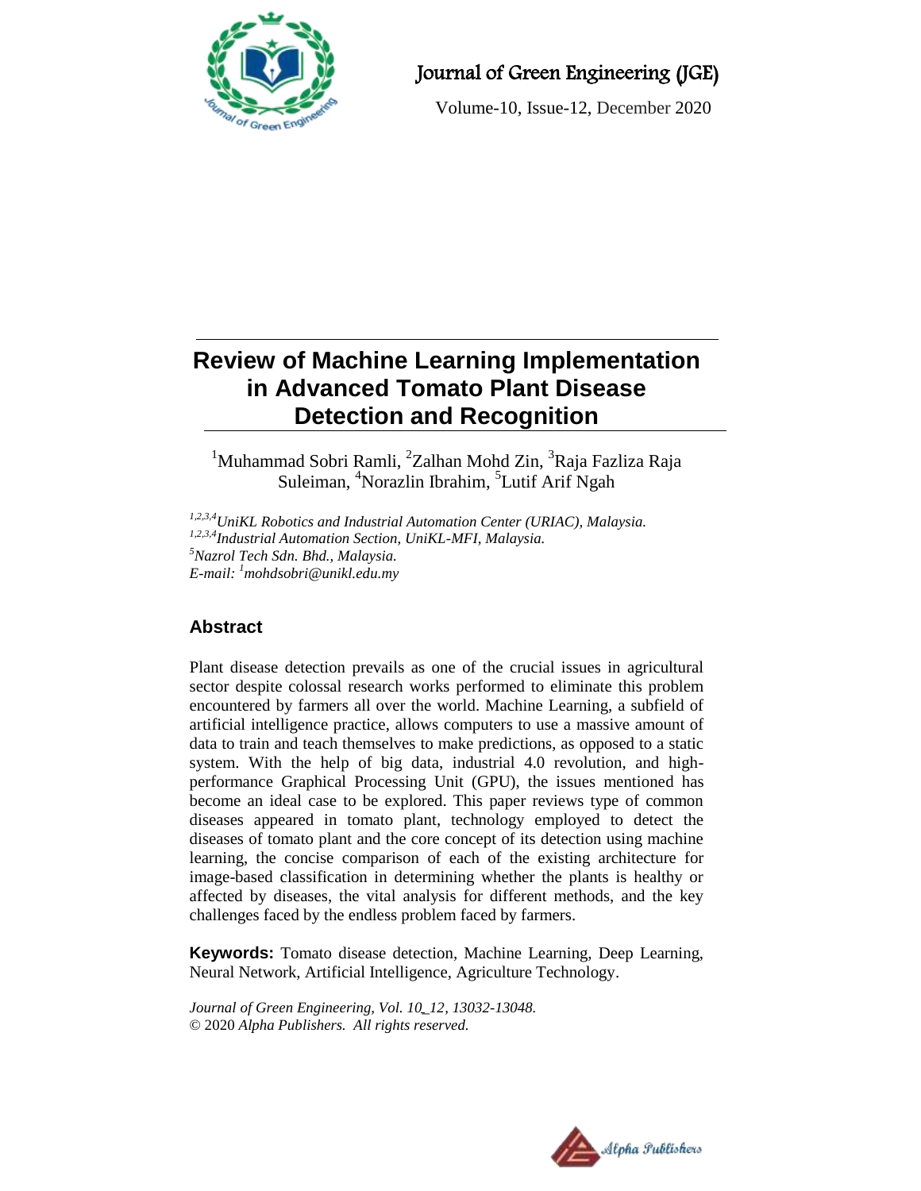# Review of Machine Learning Implementation in Advanced Tomato Plant Disease Detection and Recognition

[1]Muhammad Sobri Ramli, [2]Zalhan Mohd Zin, [3]Raja Fazliza Raja Suleiman, [4]Norazlin Ibrahim, [5]Lutif Arif Ngah

*[1,2,3,4]UniKL Robotics and Industrial Automation Center (URIAC), Malaysia.*
*[1,2,3,4]Industrial Automation Section, UniKL-MFI, Malaysia.*
*[5]Nazrol Tech Sdn. Bhd., Malaysia.*
*E-mail: [1]mohdsobri@unikl.edu.my*

## Abstract

Plant disease detection prevails as one of the crucial issues in agricultural sector despite colossal research works performed to eliminate this problem encountered by farmers all over the world. Machine Learning, a subfield of artificial intelligence practice, allows computers to use a massive amount of data to train and teach themselves to make predictions, as opposed to a static system. With the help of big data, industrial 4.0 revolution, and high-performance Graphical Processing Unit (GPU), the issues mentioned has become an ideal case to be explored. This paper reviews type of common diseases appeared in tomato plant, technology employed to detect the diseases of tomato plant and the core concept of its detection using machine learning, the concise comparison of each of the existing architecture for image-based classification in determining whether the plants is healthy or affected by diseases, the vital analysis for different methods, and the key challenges faced by the endless problem faced by farmers.

**Keywords:** Tomato disease detection, Machine Learning, Deep Learning, Neural Network, Artificial Intelligence, Agriculture Technology.

*Journal of Green Engineering, Vol. 10_12, 13032-13048.*
© 2020 *Alpha Publishers. All rights reserved.*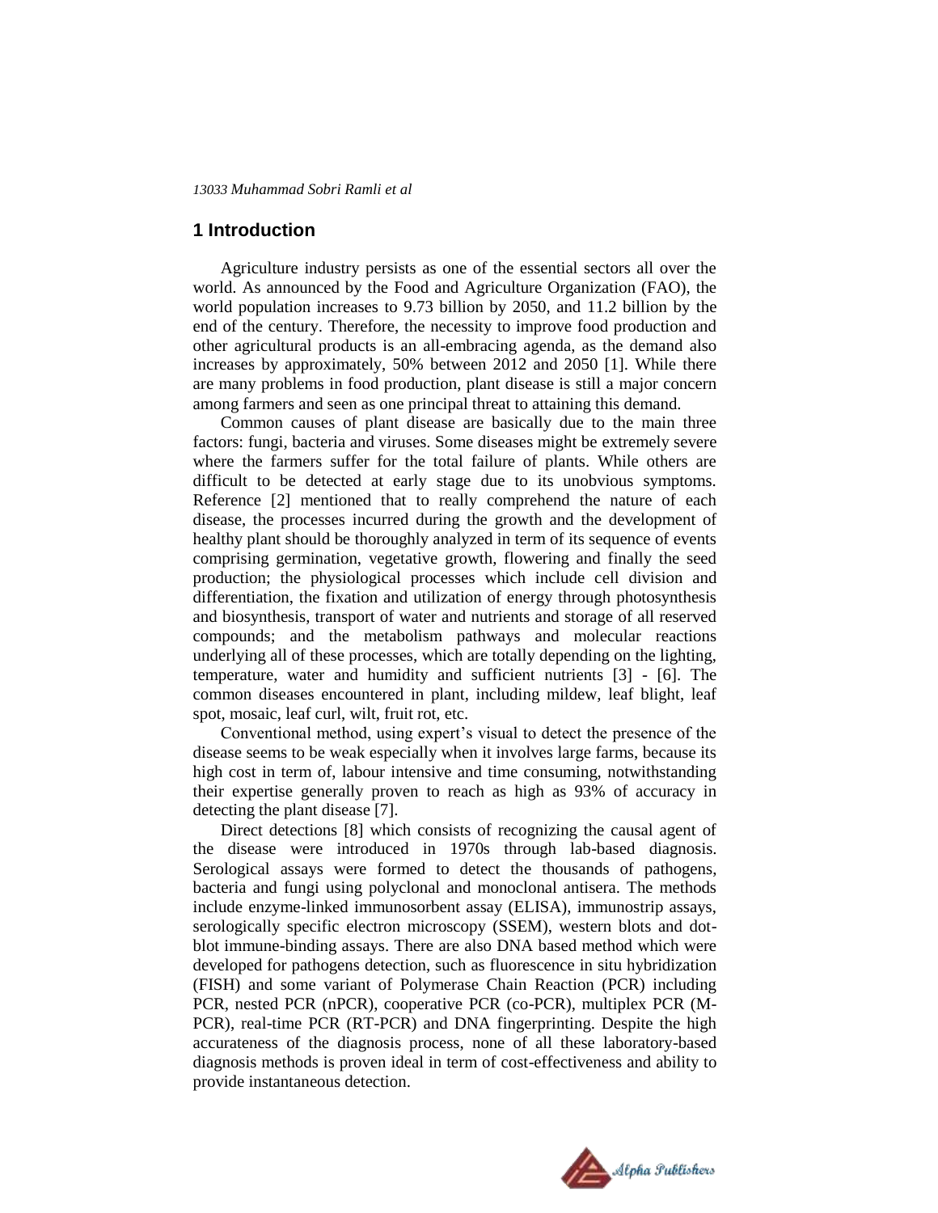## 1 Introduction

Agriculture industry persists as one of the essential sectors all over the world. As announced by the Food and Agriculture Organization (FAO), the world population increases to 9.73 billion by 2050, and 11.2 billion by the end of the century. Therefore, the necessity to improve food production and other agricultural products is an all-embracing agenda, as the demand also increases by approximately, 50% between 2012 and 2050 [1]. While there are many problems in food production, plant disease is still a major concern among farmers and seen as one principal threat to attaining this demand.

Common causes of plant disease are basically due to the main three factors: fungi, bacteria and viruses. Some diseases might be extremely severe where the farmers suffer for the total failure of plants. While others are difficult to be detected at early stage due to its unobvious symptoms. Reference [2] mentioned that to really comprehend the nature of each disease, the processes incurred during the growth and the development of healthy plant should be thoroughly analyzed in term of its sequence of events comprising germination, vegetative growth, flowering and finally the seed production; the physiological processes which include cell division and differentiation, the fixation and utilization of energy through photosynthesis and biosynthesis, transport of water and nutrients and storage of all reserved compounds; and the metabolism pathways and molecular reactions underlying all of these processes, which are totally depending on the lighting, temperature, water and humidity and sufficient nutrients [3] - [6]. The common diseases encountered in plant, including mildew, leaf blight, leaf spot, mosaic, leaf curl, wilt, fruit rot, etc.

Conventional method, using expert's visual to detect the presence of the disease seems to be weak especially when it involves large farms, because its high cost in term of, labour intensive and time consuming, notwithstanding their expertise generally proven to reach as high as 93% of accuracy in detecting the plant disease [7].

Direct detections [8] which consists of recognizing the causal agent of the disease were introduced in 1970s through lab-based diagnosis. Serological assays were formed to detect the thousands of pathogens, bacteria and fungi using polyclonal and monoclonal antisera. The methods include enzyme-linked immunosorbent assay (ELISA), immunostrip assays, serologically specific electron microscopy (SSEM), western blots and dot-blot immune-binding assays. There are also DNA based method which were developed for pathogens detection, such as fluorescence in situ hybridization (FISH) and some variant of Polymerase Chain Reaction (PCR) including PCR, nested PCR (nPCR), cooperative PCR (co-PCR), multiplex PCR (M-PCR), real-time PCR (RT-PCR) and DNA fingerprinting. Despite the high accurateness of the diagnosis process, none of all these laboratory-based diagnosis methods is proven ideal in term of cost-effectiveness and ability to provide instantaneous detection.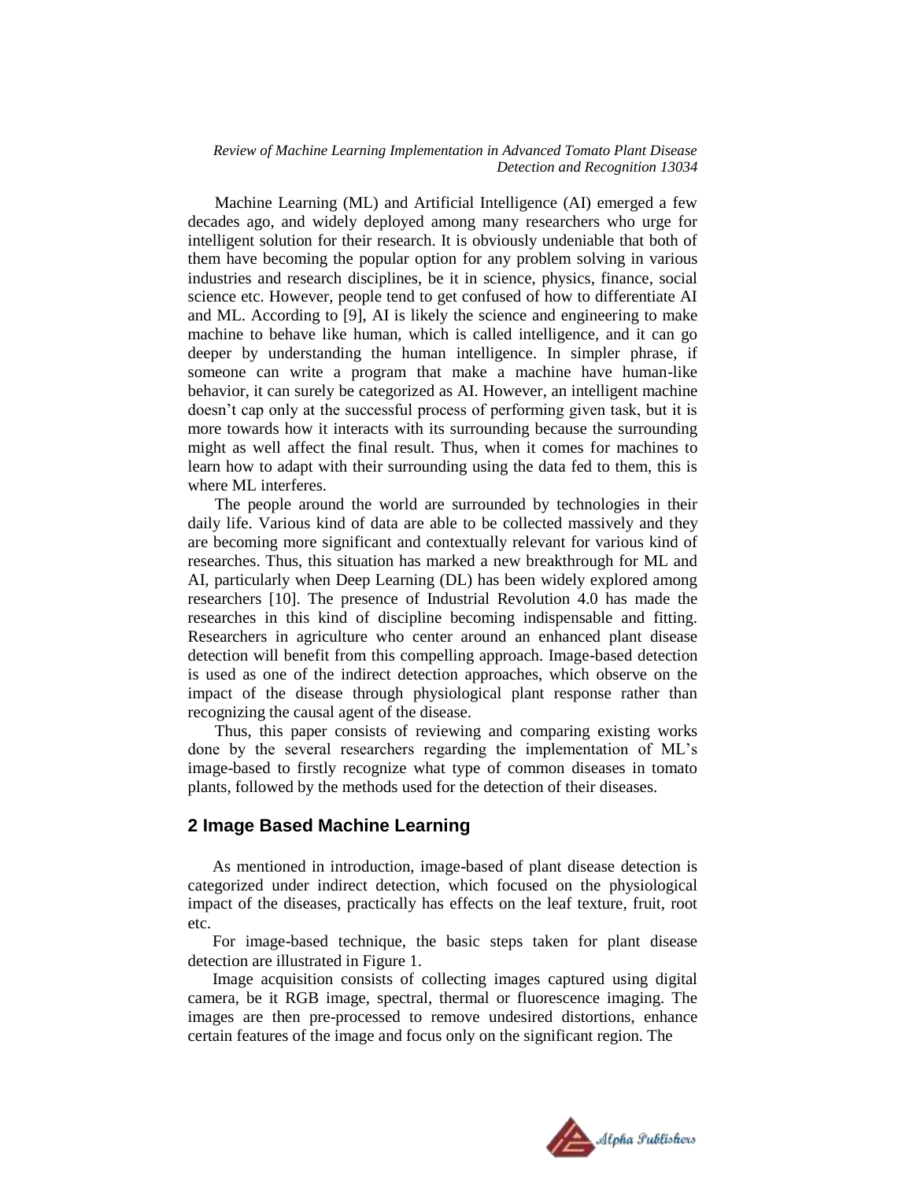Machine Learning (ML) and Artificial Intelligence (AI) emerged a few decades ago, and widely deployed among many researchers who urge for intelligent solution for their research. It is obviously undeniable that both of them have becoming the popular option for any problem solving in various industries and research disciplines, be it in science, physics, finance, social science etc. However, people tend to get confused of how to differentiate AI and ML. According to [9], AI is likely the science and engineering to make machine to behave like human, which is called intelligence, and it can go deeper by understanding the human intelligence. In simpler phrase, if someone can write a program that make a machine have human-like behavior, it can surely be categorized as AI. However, an intelligent machine doesn't cap only at the successful process of performing given task, but it is more towards how it interacts with its surrounding because the surrounding might as well affect the final result. Thus, when it comes for machines to learn how to adapt with their surrounding using the data fed to them, this is where ML interferes.

The people around the world are surrounded by technologies in their daily life. Various kind of data are able to be collected massively and they are becoming more significant and contextually relevant for various kind of researches. Thus, this situation has marked a new breakthrough for ML and AI, particularly when Deep Learning (DL) has been widely explored among researchers [10]. The presence of Industrial Revolution 4.0 has made the researches in this kind of discipline becoming indispensable and fitting. Researchers in agriculture who center around an enhanced plant disease detection will benefit from this compelling approach. Image-based detection is used as one of the indirect detection approaches, which observe on the impact of the disease through physiological plant response rather than recognizing the causal agent of the disease.

Thus, this paper consists of reviewing and comparing existing works done by the several researchers regarding the implementation of ML's image-based to firstly recognize what type of common diseases in tomato plants, followed by the methods used for the detection of their diseases.

## 2 Image Based Machine Learning

As mentioned in introduction, image-based of plant disease detection is categorized under indirect detection, which focused on the physiological impact of the diseases, practically has effects on the leaf texture, fruit, root etc.

For image-based technique, the basic steps taken for plant disease detection are illustrated in Figure 1.

Image acquisition consists of collecting images captured using digital camera, be it RGB image, spectral, thermal or fluorescence imaging. The images are then pre-processed to remove undesired distortions, enhance certain features of the image and focus only on the significant region. The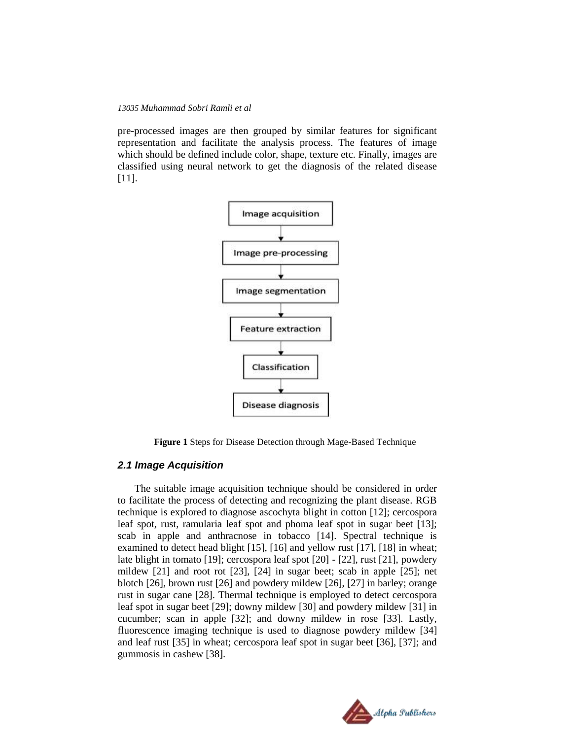pre-processed images are then grouped by similar features for significant representation and facilitate the analysis process. The features of image which should be defined include color, shape, texture etc. Finally, images are classified using neural network to get the diagnosis of the related disease [11].

Image acquisition → Image pre-processing → Image segmentation → Feature extraction → Classification → Disease diagnosis

**Figure 1** Steps for Disease Detection through Mage-Based Technique

### *2.1 Image Acquisition*

The suitable image acquisition technique should be considered in order to facilitate the process of detecting and recognizing the plant disease. RGB technique is explored to diagnose ascochyta blight in cotton [12]; cercospora leaf spot, rust, ramularia leaf spot and phoma leaf spot in sugar beet [13]; scab in apple and anthracnose in tobacco [14]. Spectral technique is examined to detect head blight [15], [16] and yellow rust [17], [18] in wheat; late blight in tomato [19]; cercospora leaf spot [20] - [22], rust [21], powdery mildew [21] and root rot [23], [24] in sugar beet; scab in apple [25]; net blotch [26], brown rust [26] and powdery mildew [26], [27] in barley; orange rust in sugar cane [28]. Thermal technique is employed to detect cercospora leaf spot in sugar beet [29]; downy mildew [30] and powdery mildew [31] in cucumber; scan in apple [32]; and downy mildew in rose [33]. Lastly, fluorescence imaging technique is used to diagnose powdery mildew [34] and leaf rust [35] in wheat; cercospora leaf spot in sugar beet [36], [37]; and gummosis in cashew [38].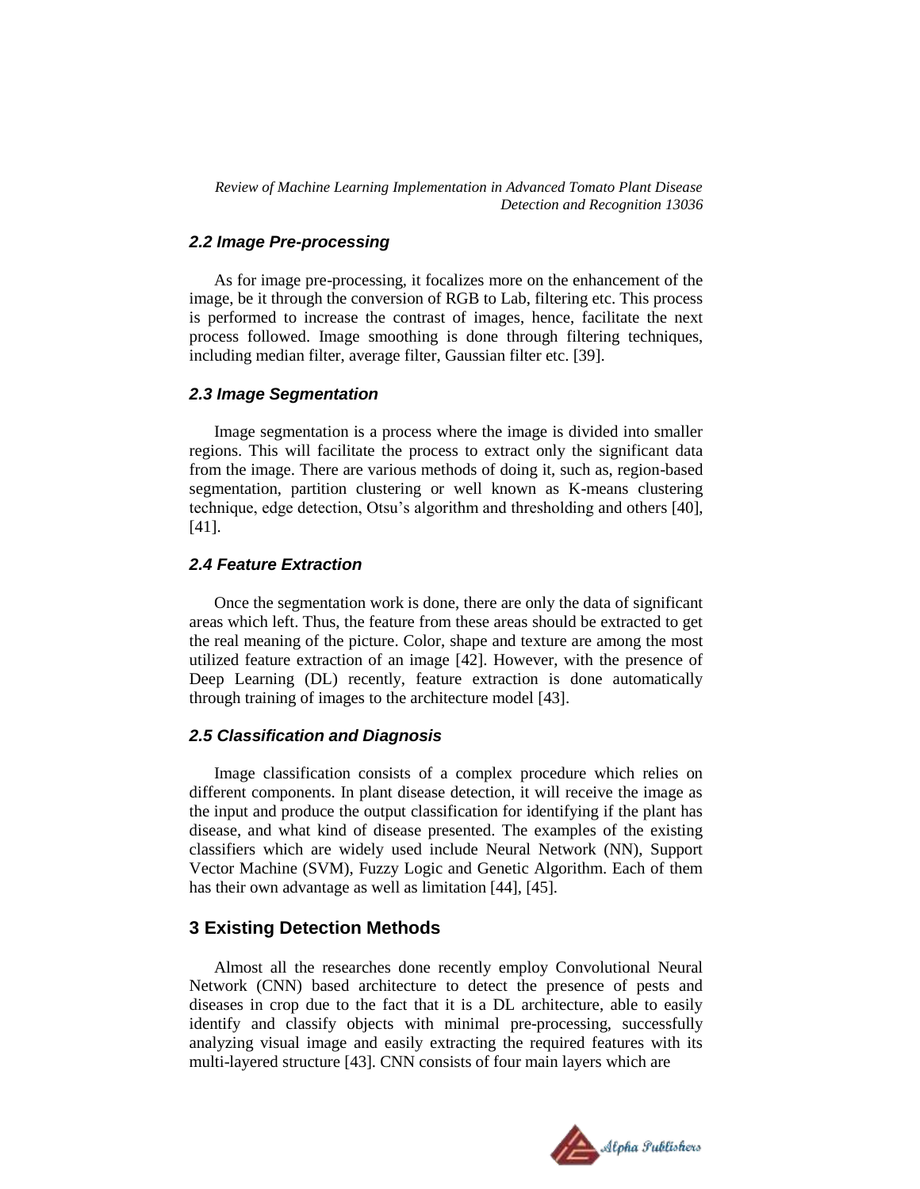### 2.2 Image Pre-processing

As for image pre-processing, it focalizes more on the enhancement of the image, be it through the conversion of RGB to Lab, filtering etc. This process is performed to increase the contrast of images, hence, facilitate the next process followed. Image smoothing is done through filtering techniques, including median filter, average filter, Gaussian filter etc. [39].

### 2.3 Image Segmentation

Image segmentation is a process where the image is divided into smaller regions. This will facilitate the process to extract only the significant data from the image. There are various methods of doing it, such as, region-based segmentation, partition clustering or well known as K-means clustering technique, edge detection, Otsu's algorithm and thresholding and others [40], [41].

### 2.4 Feature Extraction

Once the segmentation work is done, there are only the data of significant areas which left. Thus, the feature from these areas should be extracted to get the real meaning of the picture. Color, shape and texture are among the most utilized feature extraction of an image [42]. However, with the presence of Deep Learning (DL) recently, feature extraction is done automatically through training of images to the architecture model [43].

### 2.5 Classification and Diagnosis

Image classification consists of a complex procedure which relies on different components. In plant disease detection, it will receive the image as the input and produce the output classification for identifying if the plant has disease, and what kind of disease presented. The examples of the existing classifiers which are widely used include Neural Network (NN), Support Vector Machine (SVM), Fuzzy Logic and Genetic Algorithm. Each of them has their own advantage as well as limitation [44], [45].

## 3 Existing Detection Methods

Almost all the researches done recently employ Convolutional Neural Network (CNN) based architecture to detect the presence of pests and diseases in crop due to the fact that it is a DL architecture, able to easily identify and classify objects with minimal pre-processing, successfully analyzing visual image and easily extracting the required features with its multi-layered structure [43]. CNN consists of four main layers which are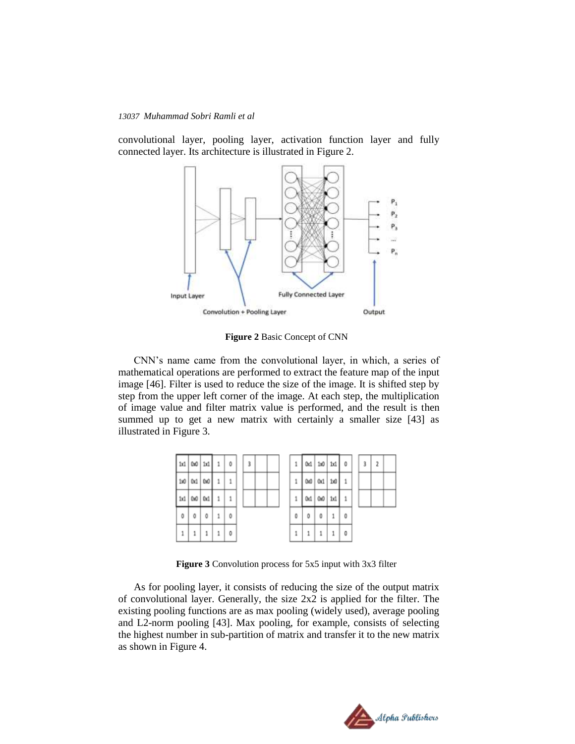convolutional layer, pooling layer, activation function layer and fully connected layer. Its architecture is illustrated in Figure 2.

**Figure 2** Basic Concept of CNN

CNN's name came from the convolutional layer, in which, a series of mathematical operations are performed to extract the feature map of the input image [46]. Filter is used to reduce the size of the image. It is shifted step by step from the upper left corner of the image. At each step, the multiplication of image value and filter matrix value is performed, and the result is then summed up to get a new matrix with certainly a smaller size [43] as illustrated in Figure 3.

**Figure 3** Convolution process for 5x5 input with 3x3 filter

As for pooling layer, it consists of reducing the size of the output matrix of convolutional layer. Generally, the size 2x2 is applied for the filter. The existing pooling functions are as max pooling (widely used), average pooling and L2-norm pooling [43]. Max pooling, for example, consists of selecting the highest number in sub-partition of matrix and transfer it to the new matrix as shown in Figure 4.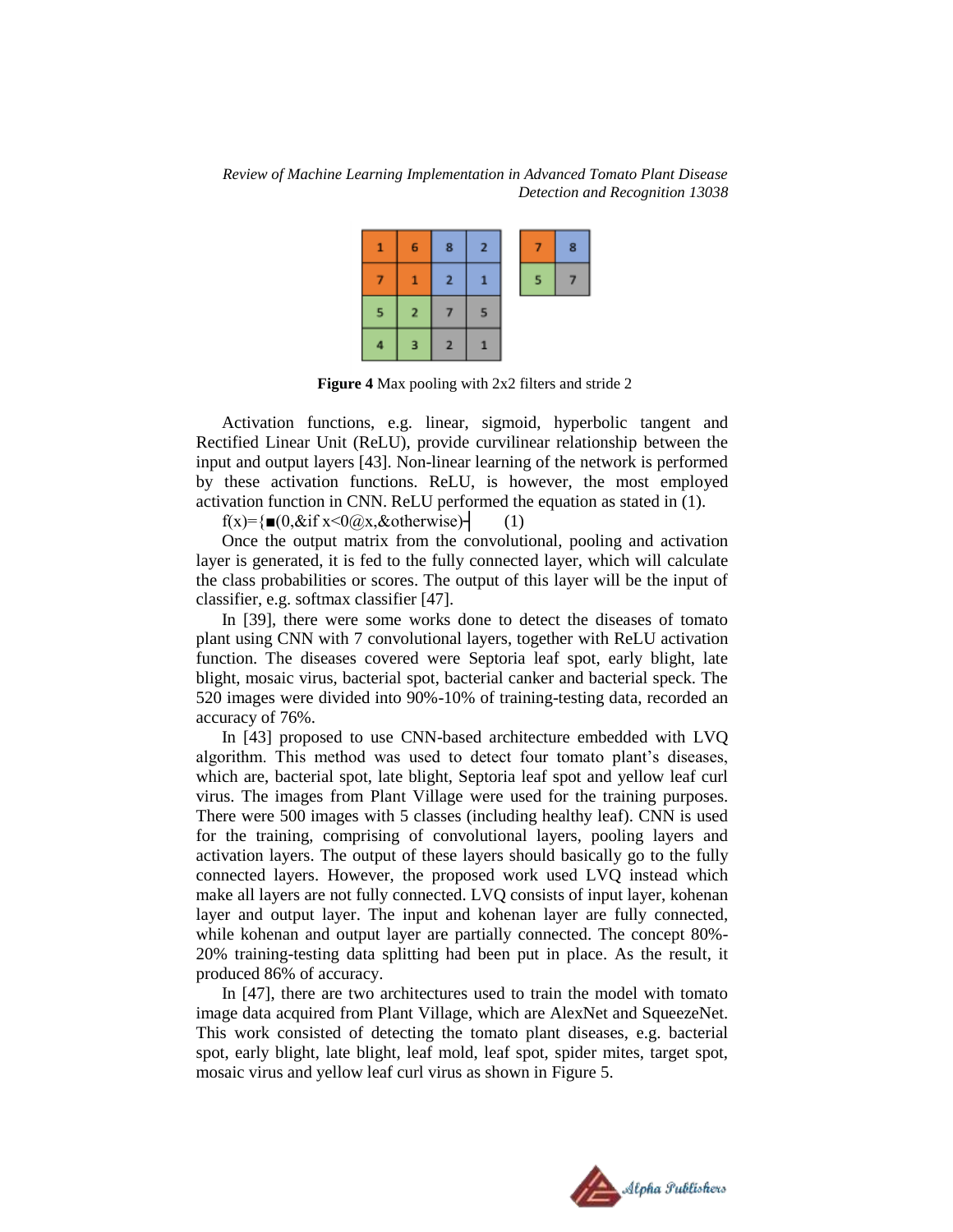| 1 | 6 | 8 | 2 |
|---|---|---|---|
| 7 | 1 | 2 | 1 |
| 5 | 2 | 7 | 5 |
| 4 | 3 | 2 | 1 |

| 7 | 8 |
|---|---|
| 5 | 7 |

**Figure 4** Max pooling with 2x2 filters and stride 2

Activation functions, e.g. linear, sigmoid, hyperbolic tangent and Rectified Linear Unit (ReLU), provide curvilinear relationship between the input and output layers [43]. Non-linear learning of the network is performed by these activation functions. ReLU, is however, the most employed activation function in CNN. ReLU performed the equation as stated in (1).

$$f(x)=\begin{cases} 0, & \text{if } x<0 \\ x, & \text{otherwise} \end{cases} \qquad (1)$$

Once the output matrix from the convolutional, pooling and activation layer is generated, it is fed to the fully connected layer, which will calculate the class probabilities or scores. The output of this layer will be the input of classifier, e.g. softmax classifier [47].

In [39], there were some works done to detect the diseases of tomato plant using CNN with 7 convolutional layers, together with ReLU activation function. The diseases covered were Septoria leaf spot, early blight, late blight, mosaic virus, bacterial spot, bacterial canker and bacterial speck. The 520 images were divided into 90%-10% of training-testing data, recorded an accuracy of 76%.

In [43] proposed to use CNN-based architecture embedded with LVQ algorithm. This method was used to detect four tomato plant's diseases, which are, bacterial spot, late blight, Septoria leaf spot and yellow leaf curl virus. The images from Plant Village were used for the training purposes. There were 500 images with 5 classes (including healthy leaf). CNN is used for the training, comprising of convolutional layers, pooling layers and activation layers. The output of these layers should basically go to the fully connected layers. However, the proposed work used LVQ instead which make all layers are not fully connected. LVQ consists of input layer, kohenan layer and output layer. The input and kohenan layer are fully connected, while kohenan and output layer are partially connected. The concept 80%-20% training-testing data splitting had been put in place. As the result, it produced 86% of accuracy.

In [47], there are two architectures used to train the model with tomato image data acquired from Plant Village, which are AlexNet and SqueezeNet. This work consisted of detecting the tomato plant diseases, e.g. bacterial spot, early blight, late blight, leaf mold, leaf spot, spider mites, target spot, mosaic virus and yellow leaf curl virus as shown in Figure 5.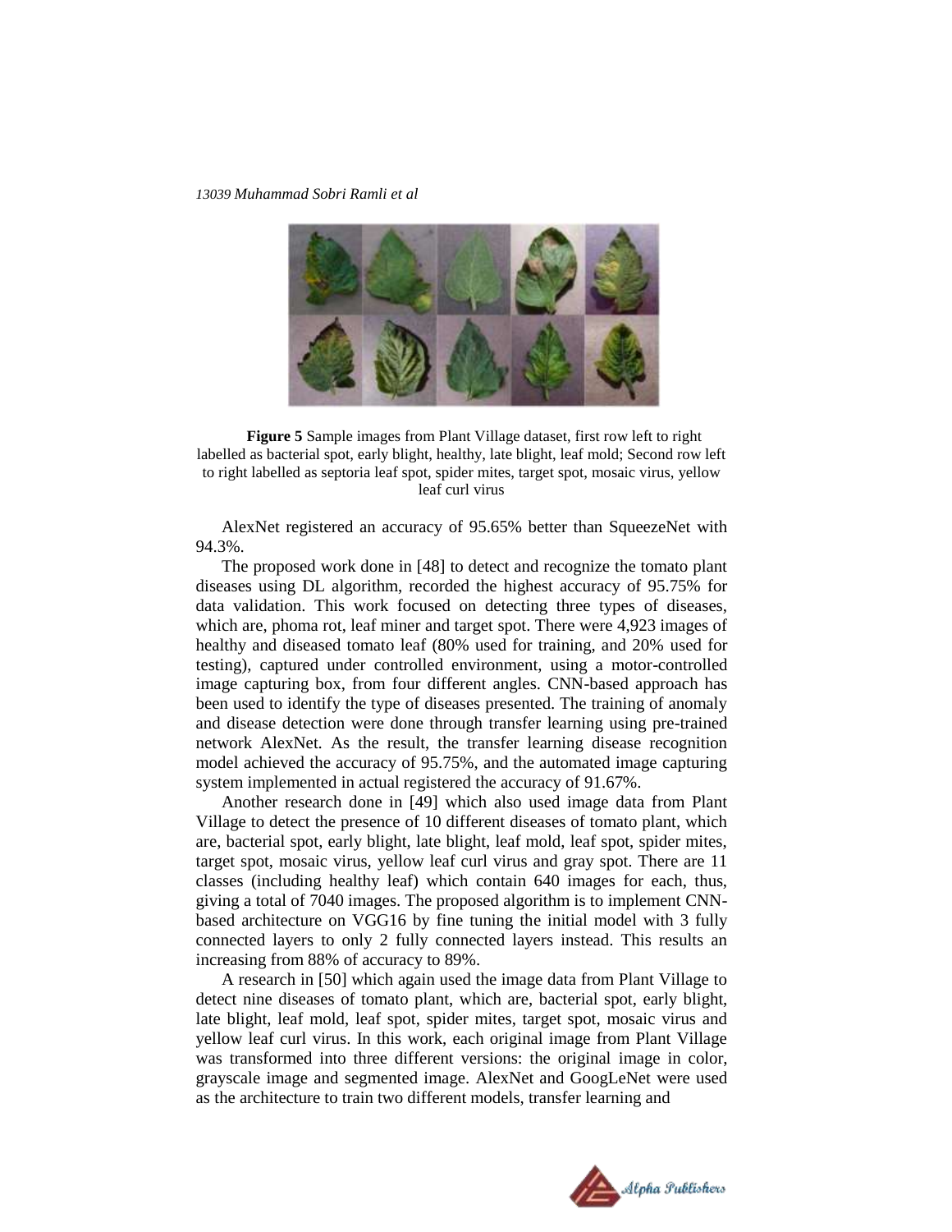**Figure 5** Sample images from Plant Village dataset, first row left to right labelled as bacterial spot, early blight, healthy, late blight, leaf mold; Second row left to right labelled as septoria leaf spot, spider mites, target spot, mosaic virus, yellow leaf curl virus

AlexNet registered an accuracy of 95.65% better than SqueezeNet with 94.3%.

The proposed work done in [48] to detect and recognize the tomato plant diseases using DL algorithm, recorded the highest accuracy of 95.75% for data validation. This work focused on detecting three types of diseases, which are, phoma rot, leaf miner and target spot. There were 4,923 images of healthy and diseased tomato leaf (80% used for training, and 20% used for testing), captured under controlled environment, using a motor-controlled image capturing box, from four different angles. CNN-based approach has been used to identify the type of diseases presented. The training of anomaly and disease detection were done through transfer learning using pre-trained network AlexNet. As the result, the transfer learning disease recognition model achieved the accuracy of 95.75%, and the automated image capturing system implemented in actual registered the accuracy of 91.67%.

Another research done in [49] which also used image data from Plant Village to detect the presence of 10 different diseases of tomato plant, which are, bacterial spot, early blight, late blight, leaf mold, leaf spot, spider mites, target spot, mosaic virus, yellow leaf curl virus and gray spot. There are 11 classes (including healthy leaf) which contain 640 images for each, thus, giving a total of 7040 images. The proposed algorithm is to implement CNN-based architecture on VGG16 by fine tuning the initial model with 3 fully connected layers to only 2 fully connected layers instead. This results an increasing from 88% of accuracy to 89%.

A research in [50] which again used the image data from Plant Village to detect nine diseases of tomato plant, which are, bacterial spot, early blight, late blight, leaf mold, leaf spot, spider mites, target spot, mosaic virus and yellow leaf curl virus. In this work, each original image from Plant Village was transformed into three different versions: the original image in color, grayscale image and segmented image. AlexNet and GoogLeNet were used as the architecture to train two different models, transfer learning and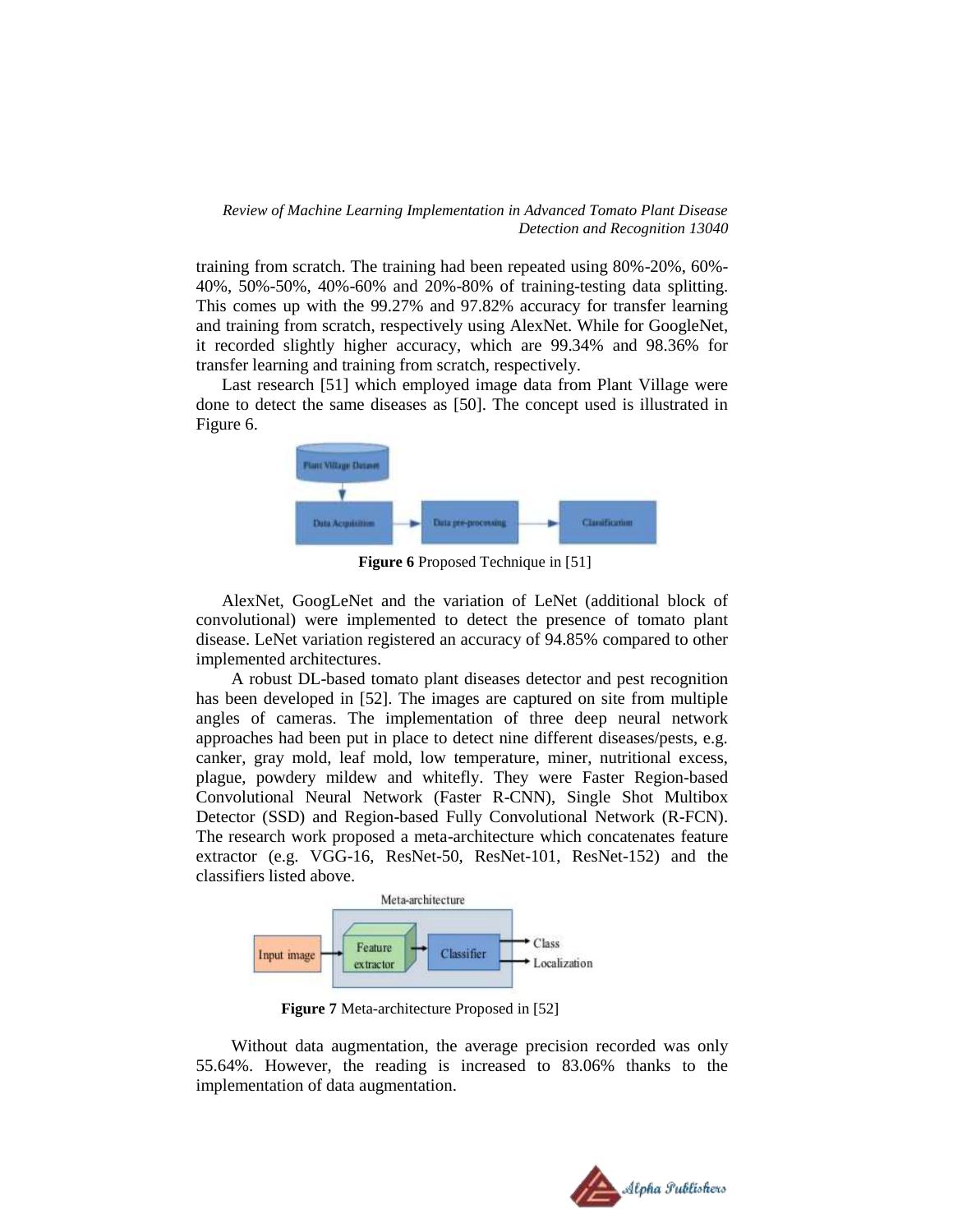training from scratch. The training had been repeated using 80%-20%, 60%-40%, 50%-50%, 40%-60% and 20%-80% of training-testing data splitting. This comes up with the 99.27% and 97.82% accuracy for transfer learning and training from scratch, respectively using AlexNet. While for GoogleNet, it recorded slightly higher accuracy, which are 99.34% and 98.36% for transfer learning and training from scratch, respectively.

Last research [51] which employed image data from Plant Village were done to detect the same diseases as [50]. The concept used is illustrated in Figure 6.

**Figure 6** Proposed Technique in [51]

AlexNet, GoogLeNet and the variation of LeNet (additional block of convolutional) were implemented to detect the presence of tomato plant disease. LeNet variation registered an accuracy of 94.85% compared to other implemented architectures.

A robust DL-based tomato plant diseases detector and pest recognition has been developed in [52]. The images are captured on site from multiple angles of cameras. The implementation of three deep neural network approaches had been put in place to detect nine different diseases/pests, e.g. canker, gray mold, leaf mold, low temperature, miner, nutritional excess, plague, powdery mildew and whitefly. They were Faster Region-based Convolutional Neural Network (Faster R-CNN), Single Shot Multibox Detector (SSD) and Region-based Fully Convolutional Network (R-FCN). The research work proposed a meta-architecture which concatenates feature extractor (e.g. VGG-16, ResNet-50, ResNet-101, ResNet-152) and the classifiers listed above.

**Figure 7** Meta-architecture Proposed in [52]

Without data augmentation, the average precision recorded was only 55.64%. However, the reading is increased to 83.06% thanks to the implementation of data augmentation.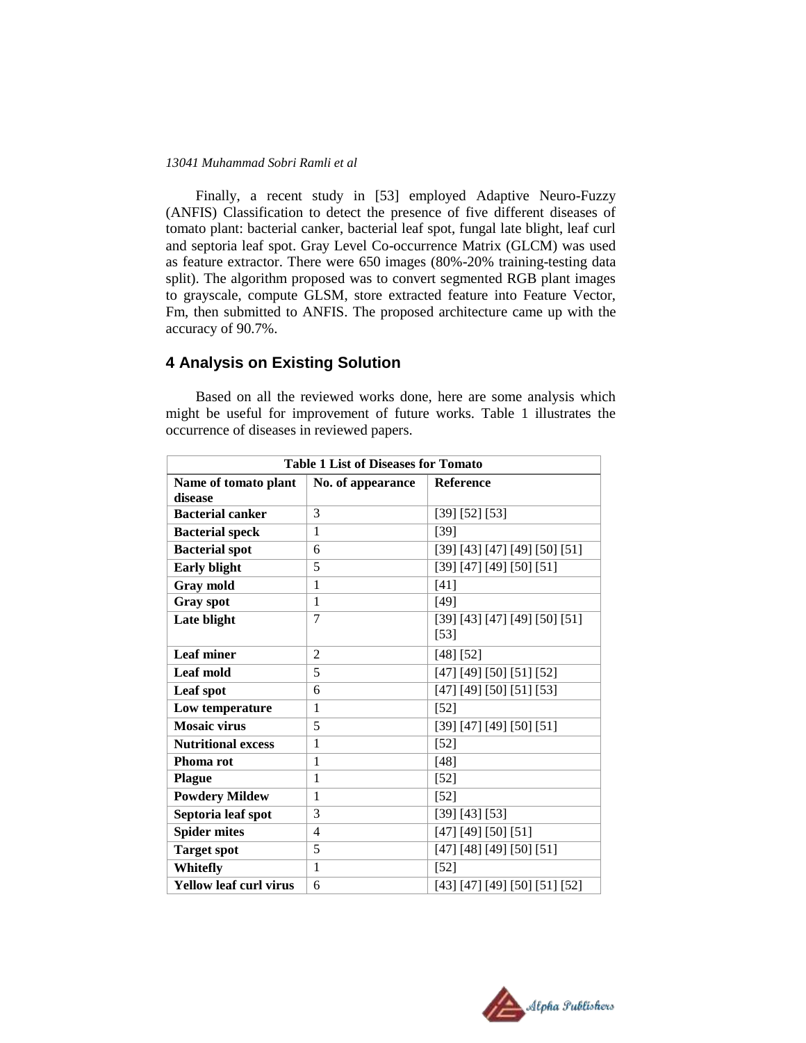Finally, a recent study in [53] employed Adaptive Neuro-Fuzzy (ANFIS) Classification to detect the presence of five different diseases of tomato plant: bacterial canker, bacterial leaf spot, fungal late blight, leaf curl and septoria leaf spot. Gray Level Co-occurrence Matrix (GLCM) was used as feature extractor. There were 650 images (80%-20% training-testing data split). The algorithm proposed was to convert segmented RGB plant images to grayscale, compute GLSM, store extracted feature into Feature Vector, Fm, then submitted to ANFIS. The proposed architecture came up with the accuracy of 90.7%.

## 4 Analysis on Existing Solution

Based on all the reviewed works done, here are some analysis which might be useful for improvement of future works. Table 1 illustrates the occurrence of diseases in reviewed papers.

**Table 1 List of Diseases for Tomato**

| Name of tomato plant disease | No. of appearance | Reference |
|---|---|---|
| **Bacterial canker** | 3 | [39] [52] [53] |
| **Bacterial speck** | 1 | [39] |
| **Bacterial spot** | 6 | [39] [43] [47] [49] [50] [51] |
| **Early blight** | 5 | [39] [47] [49] [50] [51] |
| **Gray mold** | 1 | [41] |
| **Gray spot** | 1 | [49] |
| **Late blight** | 7 | [39] [43] [47] [49] [50] [51] [53] |
| **Leaf miner** | 2 | [48] [52] |
| **Leaf mold** | 5 | [47] [49] [50] [51] [52] |
| **Leaf spot** | 6 | [47] [49] [50] [51] [53] |
| **Low temperature** | 1 | [52] |
| **Mosaic virus** | 5 | [39] [47] [49] [50] [51] |
| **Nutritional excess** | 1 | [52] |
| **Phoma rot** | 1 | [48] |
| **Plague** | 1 | [52] |
| **Powdery Mildew** | 1 | [52] |
| **Septoria leaf spot** | 3 | [39] [43] [53] |
| **Spider mites** | 4 | [47] [49] [50] [51] |
| **Target spot** | 5 | [47] [48] [49] [50] [51] |
| **Whitefly** | 1 | [52] |
| **Yellow leaf curl virus** | 6 | [43] [47] [49] [50] [51] [52] |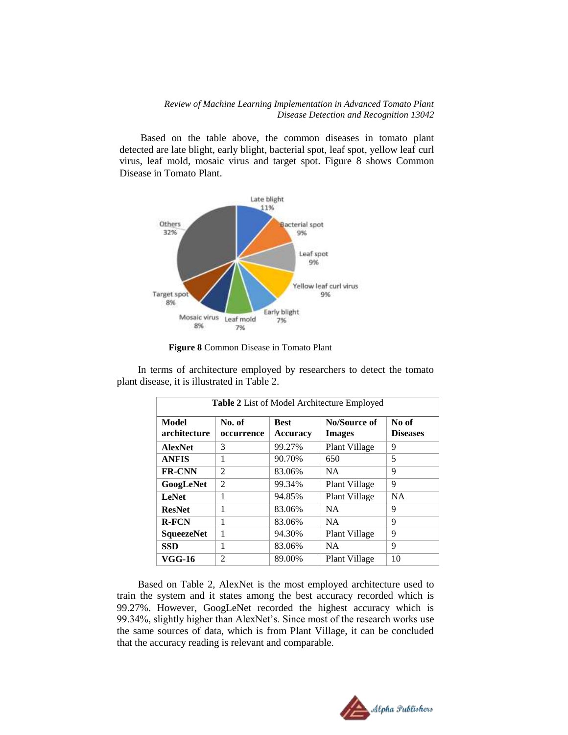Based on the table above, the common diseases in tomato plant detected are late blight, early blight, bacterial spot, leaf spot, yellow leaf curl virus, leaf mold, mosaic virus and target spot. Figure 8 shows Common Disease in Tomato Plant.

**Figure 8** Common Disease in Tomato Plant

In terms of architecture employed by researchers to detect the tomato plant disease, it is illustrated in Table 2.

**Table 2** List of Model Architecture Employed

| Model architecture | No. of occurrence | Best Accuracy | No/Source of Images | No of Diseases |
|---|---|---|---|---|
| **AlexNet** | 3 | 99.27% | Plant Village | 9 |
| **ANFIS** | 1 | 90.70% | 650 | 5 |
| **FR-CNN** | 2 | 83.06% | NA | 9 |
| **GoogLeNet** | 2 | 99.34% | Plant Village | 9 |
| **LeNet** | 1 | 94.85% | Plant Village | NA |
| **ResNet** | 1 | 83.06% | NA | 9 |
| **R-FCN** | 1 | 83.06% | NA | 9 |
| **SqueezeNet** | 1 | 94.30% | Plant Village | 9 |
| **SSD** | 1 | 83.06% | NA | 9 |
| **VGG-16** | 2 | 89.00% | Plant Village | 10 |

Based on Table 2, AlexNet is the most employed architecture used to train the system and it states among the best accuracy recorded which is 99.27%. However, GoogLeNet recorded the highest accuracy which is 99.34%, slightly higher than AlexNet's. Since most of the research works use the same sources of data, which is from Plant Village, it can be concluded that the accuracy reading is relevant and comparable.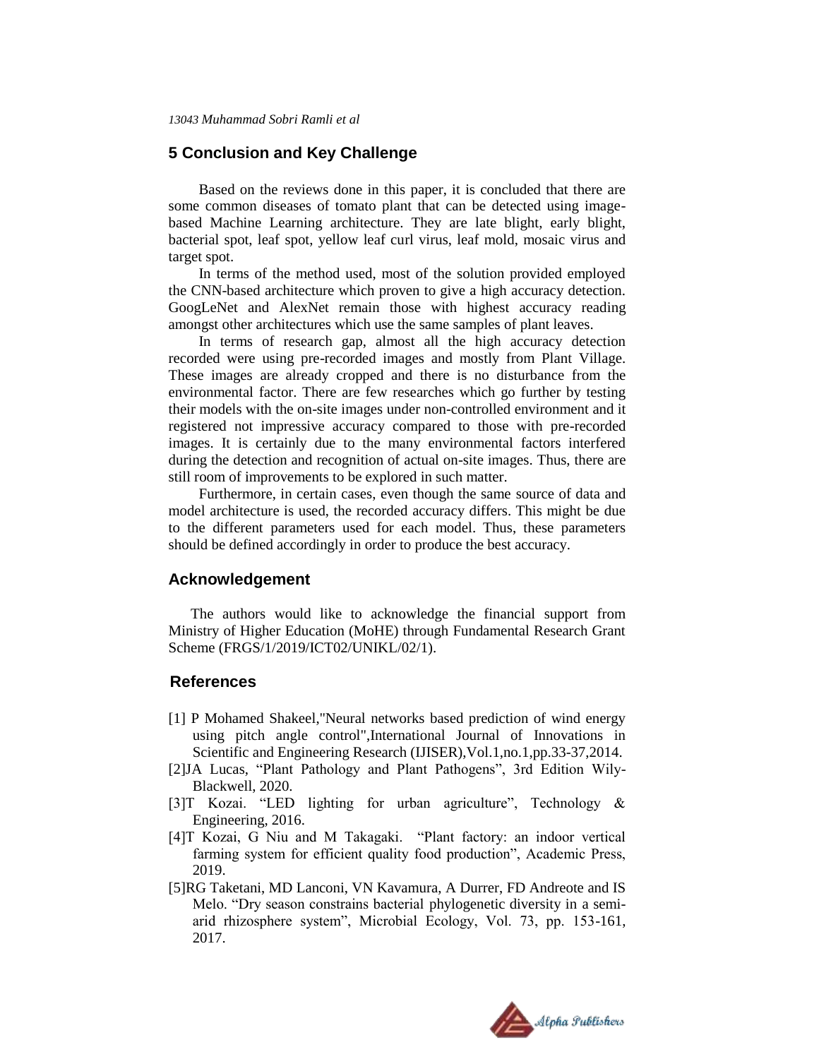## 5 Conclusion and Key Challenge

Based on the reviews done in this paper, it is concluded that there are some common diseases of tomato plant that can be detected using image-based Machine Learning architecture. They are late blight, early blight, bacterial spot, leaf spot, yellow leaf curl virus, leaf mold, mosaic virus and target spot.

In terms of the method used, most of the solution provided employed the CNN-based architecture which proven to give a high accuracy detection. GoogLeNet and AlexNet remain those with highest accuracy reading amongst other architectures which use the same samples of plant leaves.

In terms of research gap, almost all the high accuracy detection recorded were using pre-recorded images and mostly from Plant Village. These images are already cropped and there is no disturbance from the environmental factor. There are few researches which go further by testing their models with the on-site images under non-controlled environment and it registered not impressive accuracy compared to those with pre-recorded images. It is certainly due to the many environmental factors interfered during the detection and recognition of actual on-site images. Thus, there are still room of improvements to be explored in such matter.

Furthermore, in certain cases, even though the same source of data and model architecture is used, the recorded accuracy differs. This might be due to the different parameters used for each model. Thus, these parameters should be defined accordingly in order to produce the best accuracy.

## Acknowledgement

The authors would like to acknowledge the financial support from Ministry of Higher Education (MoHE) through Fundamental Research Grant Scheme (FRGS/1/2019/ICT02/UNIKL/02/1).

## References

[1] P Mohamed Shakeel,"Neural networks based prediction of wind energy using pitch angle control",International Journal of Innovations in Scientific and Engineering Research (IJISER),Vol.1,no.1,pp.33-37,2014.

[2]JA Lucas, "Plant Pathology and Plant Pathogens", 3rd Edition Wily-Blackwell, 2020.

[3]T Kozai. "LED lighting for urban agriculture", Technology & Engineering, 2016.

[4]T Kozai, G Niu and M Takagaki. "Plant factory: an indoor vertical farming system for efficient quality food production", Academic Press, 2019.

[5]RG Taketani, MD Lanconi, VN Kavamura, A Durrer, FD Andreote and IS Melo. "Dry season constrains bacterial phylogenetic diversity in a semi-arid rhizosphere system", Microbial Ecology, Vol. 73, pp. 153-161, 2017.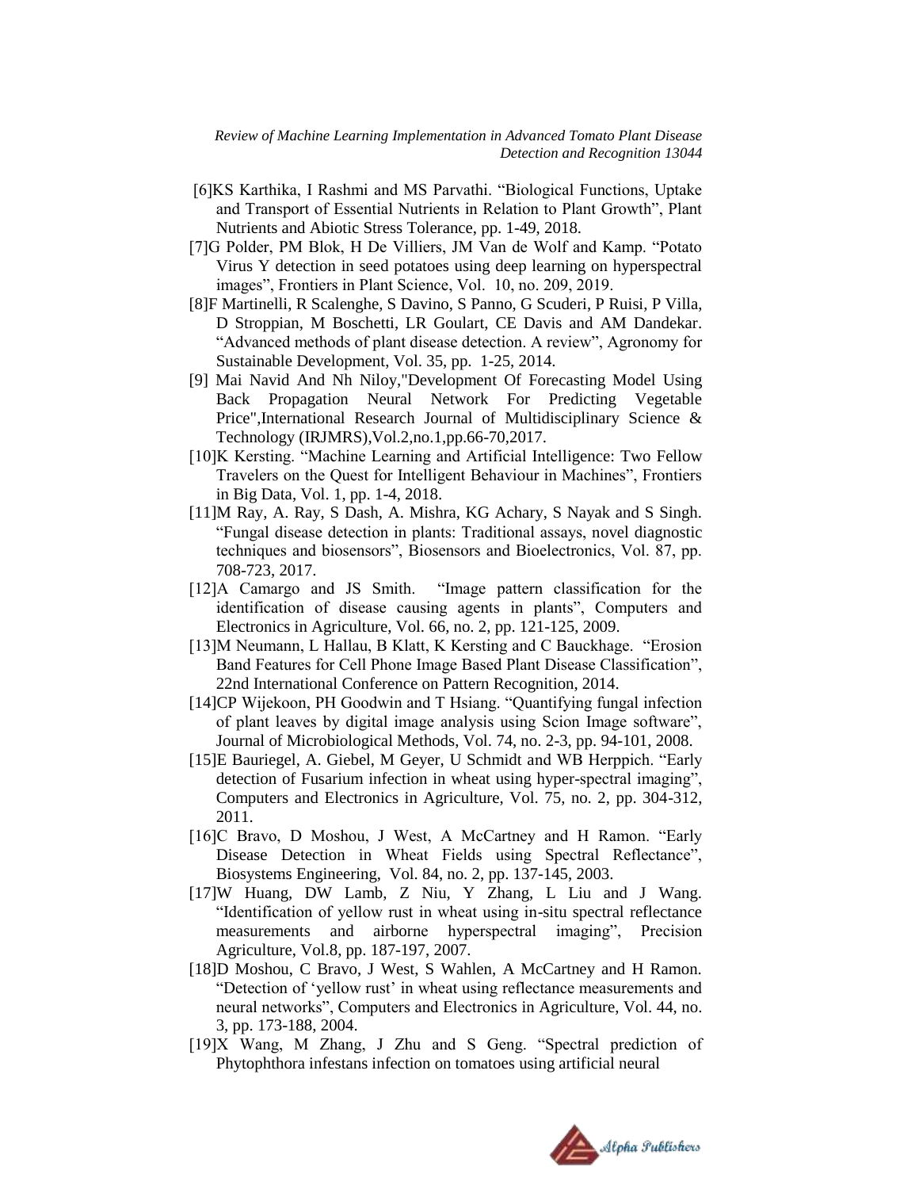[6]KS Karthika, I Rashmi and MS Parvathi. "Biological Functions, Uptake and Transport of Essential Nutrients in Relation to Plant Growth", Plant Nutrients and Abiotic Stress Tolerance, pp. 1-49, 2018.

[7]G Polder, PM Blok, H De Villiers, JM Van de Wolf and Kamp. "Potato Virus Y detection in seed potatoes using deep learning on hyperspectral images", Frontiers in Plant Science, Vol. 10, no. 209, 2019.

[8]F Martinelli, R Scalenghe, S Davino, S Panno, G Scuderi, P Ruisi, P Villa, D Stroppian, M Boschetti, LR Goulart, CE Davis and AM Dandekar. "Advanced methods of plant disease detection. A review", Agronomy for Sustainable Development, Vol. 35, pp. 1-25, 2014.

[9] Mai Navid And Nh Niloy,"Development Of Forecasting Model Using Back Propagation Neural Network For Predicting Vegetable Price",International Research Journal of Multidisciplinary Science & Technology (IRJMRS),Vol.2,no.1,pp.66-70,2017.

[10]K Kersting. "Machine Learning and Artificial Intelligence: Two Fellow Travelers on the Quest for Intelligent Behaviour in Machines", Frontiers in Big Data, Vol. 1, pp. 1-4, 2018.

[11]M Ray, A. Ray, S Dash, A. Mishra, KG Achary, S Nayak and S Singh. "Fungal disease detection in plants: Traditional assays, novel diagnostic techniques and biosensors", Biosensors and Bioelectronics, Vol. 87, pp. 708-723, 2017.

[12]A Camargo and JS Smith. "Image pattern classification for the identification of disease causing agents in plants", Computers and Electronics in Agriculture, Vol. 66, no. 2, pp. 121-125, 2009.

[13]M Neumann, L Hallau, B Klatt, K Kersting and C Bauckhage. "Erosion Band Features for Cell Phone Image Based Plant Disease Classification", 22nd International Conference on Pattern Recognition, 2014.

[14]CP Wijekoon, PH Goodwin and T Hsiang. "Quantifying fungal infection of plant leaves by digital image analysis using Scion Image software", Journal of Microbiological Methods, Vol. 74, no. 2-3, pp. 94-101, 2008.

[15]E Bauriegel, A. Giebel, M Geyer, U Schmidt and WB Herppich. "Early detection of Fusarium infection in wheat using hyper-spectral imaging", Computers and Electronics in Agriculture, Vol. 75, no. 2, pp. 304-312, 2011.

[16]C Bravo, D Moshou, J West, A McCartney and H Ramon. "Early Disease Detection in Wheat Fields using Spectral Reflectance", Biosystems Engineering, Vol. 84, no. 2, pp. 137-145, 2003.

[17]W Huang, DW Lamb, Z Niu, Y Zhang, L Liu and J Wang. "Identification of yellow rust in wheat using in-situ spectral reflectance measurements and airborne hyperspectral imaging", Precision Agriculture, Vol.8, pp. 187-197, 2007.

[18]D Moshou, C Bravo, J West, S Wahlen, A McCartney and H Ramon. "Detection of 'yellow rust' in wheat using reflectance measurements and neural networks", Computers and Electronics in Agriculture, Vol. 44, no. 3, pp. 173-188, 2004.

[19]X Wang, M Zhang, J Zhu and S Geng. "Spectral prediction of Phytophthora infestans infection on tomatoes using artificial neural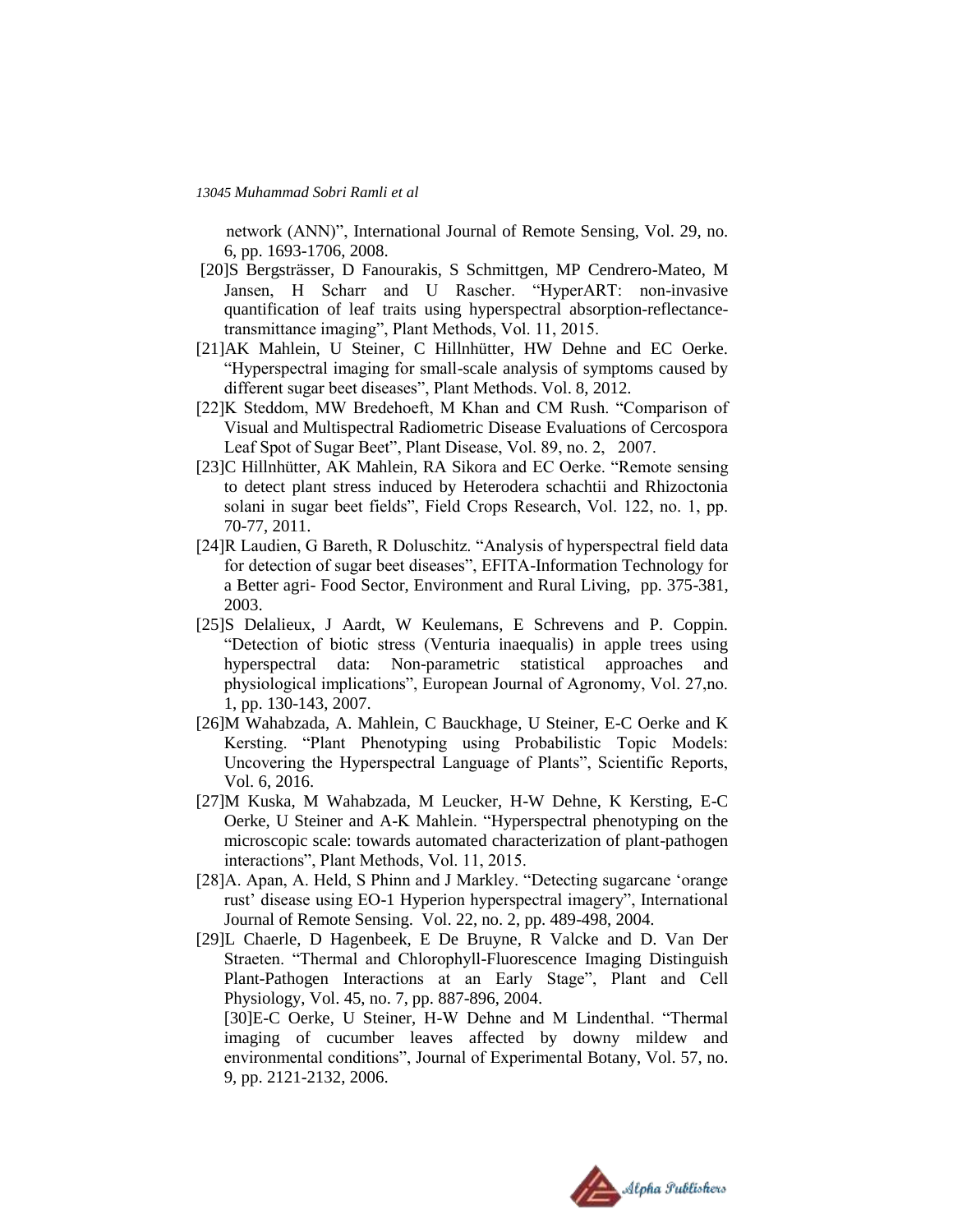network (ANN)", International Journal of Remote Sensing, Vol. 29, no. 6, pp. 1693-1706, 2008.

[20]S Bergsträsser, D Fanourakis, S Schmittgen, MP Cendrero-Mateo, M Jansen, H Scharr and U Rascher. "HyperART: non-invasive quantification of leaf traits using hyperspectral absorption-reflectance-transmittance imaging", Plant Methods, Vol. 11, 2015.

[21]AK Mahlein, U Steiner, C Hillnhütter, HW Dehne and EC Oerke. "Hyperspectral imaging for small-scale analysis of symptoms caused by different sugar beet diseases", Plant Methods. Vol. 8, 2012.

[22]K Steddom, MW Bredehoeft, M Khan and CM Rush. "Comparison of Visual and Multispectral Radiometric Disease Evaluations of Cercospora Leaf Spot of Sugar Beet", Plant Disease, Vol. 89, no. 2, 2007.

[23]C Hillnhütter, AK Mahlein, RA Sikora and EC Oerke. "Remote sensing to detect plant stress induced by Heterodera schachtii and Rhizoctonia solani in sugar beet fields", Field Crops Research, Vol. 122, no. 1, pp. 70-77, 2011.

[24]R Laudien, G Bareth, R Doluschitz. "Analysis of hyperspectral field data for detection of sugar beet diseases", EFITA-Information Technology for a Better agri- Food Sector, Environment and Rural Living, pp. 375-381, 2003.

[25]S Delalieux, J Aardt, W Keulemans, E Schrevens and P. Coppin. "Detection of biotic stress (Venturia inaequalis) in apple trees using hyperspectral data: Non-parametric statistical approaches and physiological implications", European Journal of Agronomy, Vol. 27,no. 1, pp. 130-143, 2007.

[26]M Wahabzada, A. Mahlein, C Bauckhage, U Steiner, E-C Oerke and K Kersting. "Plant Phenotyping using Probabilistic Topic Models: Uncovering the Hyperspectral Language of Plants", Scientific Reports, Vol. 6, 2016.

[27]M Kuska, M Wahabzada, M Leucker, H-W Dehne, K Kersting, E-C Oerke, U Steiner and A-K Mahlein. "Hyperspectral phenotyping on the microscopic scale: towards automated characterization of plant-pathogen interactions", Plant Methods, Vol. 11, 2015.

[28]A. Apan, A. Held, S Phinn and J Markley. "Detecting sugarcane 'orange rust' disease using EO-1 Hyperion hyperspectral imagery", International Journal of Remote Sensing. Vol. 22, no. 2, pp. 489-498, 2004.

[29]L Chaerle, D Hagenbeek, E De Bruyne, R Valcke and D. Van Der Straeten. "Thermal and Chlorophyll-Fluorescence Imaging Distinguish Plant-Pathogen Interactions at an Early Stage", Plant and Cell Physiology, Vol. 45, no. 7, pp. 887-896, 2004.

[30]E-C Oerke, U Steiner, H-W Dehne and M Lindenthal. "Thermal imaging of cucumber leaves affected by downy mildew and environmental conditions", Journal of Experimental Botany, Vol. 57, no. 9, pp. 2121-2132, 2006.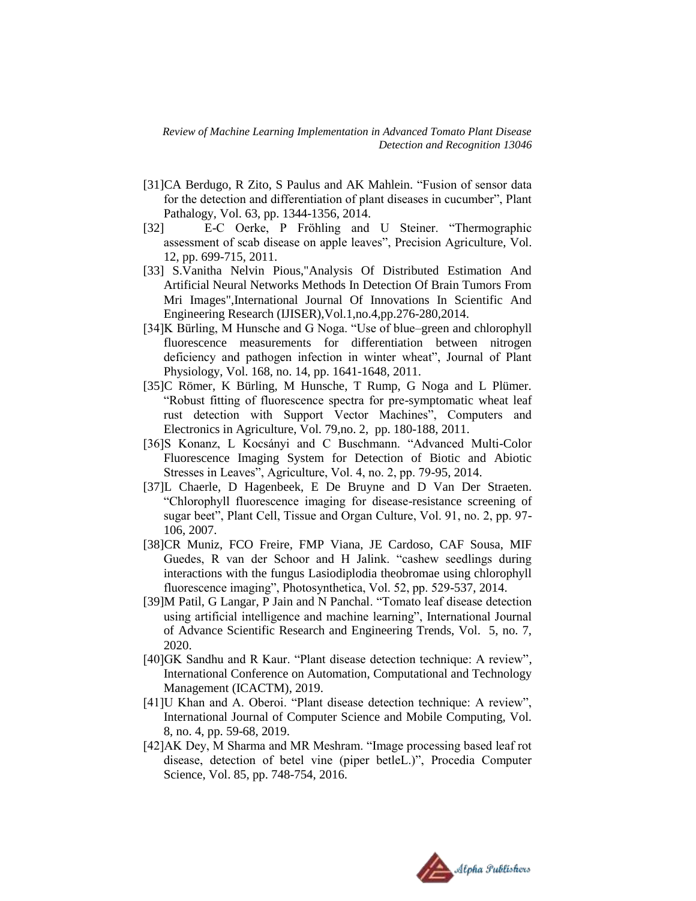[31]CA Berdugo, R Zito, S Paulus and AK Mahlein. “Fusion of sensor data for the detection and differentiation of plant diseases in cucumber”, Plant Pathology, Vol. 63, pp. 1344-1356, 2014.

[32] E-C Oerke, P Fröhling and U Steiner. “Thermographic assessment of scab disease on apple leaves”, Precision Agriculture, Vol. 12, pp. 699-715, 2011.

[33] S.Vanitha Nelvin Pious,"Analysis Of Distributed Estimation And Artificial Neural Networks Methods In Detection Of Brain Tumors From Mri Images",International Journal Of Innovations In Scientific And Engineering Research (IJISER),Vol.1,no.4,pp.276-280,2014.

[34]K Bürling, M Hunsche and G Noga. “Use of blue–green and chlorophyll fluorescence measurements for differentiation between nitrogen deficiency and pathogen infection in winter wheat”, Journal of Plant Physiology, Vol. 168, no. 14, pp. 1641-1648, 2011.

[35]C Römer, K Bürling, M Hunsche, T Rump, G Noga and L Plümer. “Robust fitting of fluorescence spectra for pre-symptomatic wheat leaf rust detection with Support Vector Machines”, Computers and Electronics in Agriculture, Vol. 79,no. 2, pp. 180-188, 2011.

[36]S Konanz, L Kocsányi and C Buschmann. “Advanced Multi-Color Fluorescence Imaging System for Detection of Biotic and Abiotic Stresses in Leaves”, Agriculture, Vol. 4, no. 2, pp. 79-95, 2014.

[37]L Chaerle, D Hagenbeek, E De Bruyne and D Van Der Straeten. “Chlorophyll fluorescence imaging for disease-resistance screening of sugar beet”, Plant Cell, Tissue and Organ Culture, Vol. 91, no. 2, pp. 97-106, 2007.

[38]CR Muniz, FCO Freire, FMP Viana, JE Cardoso, CAF Sousa, MIF Guedes, R van der Schoor and H Jalink. “cashew seedlings during interactions with the fungus Lasiodiplodia theobromae using chlorophyll fluorescence imaging”, Photosynthetica, Vol. 52, pp. 529-537, 2014.

[39]M Patil, G Langar, P Jain and N Panchal. “Tomato leaf disease detection using artificial intelligence and machine learning”, International Journal of Advance Scientific Research and Engineering Trends, Vol. 5, no. 7, 2020.

[40]GK Sandhu and R Kaur. “Plant disease detection technique: A review”, International Conference on Automation, Computational and Technology Management (ICACTM), 2019.

[41]U Khan and A. Oberoi. “Plant disease detection technique: A review”, International Journal of Computer Science and Mobile Computing, Vol. 8, no. 4, pp. 59-68, 2019.

[42]AK Dey, M Sharma and MR Meshram. “Image processing based leaf rot disease, detection of betel vine (piper betleL.)”, Procedia Computer Science, Vol. 85, pp. 748-754, 2016.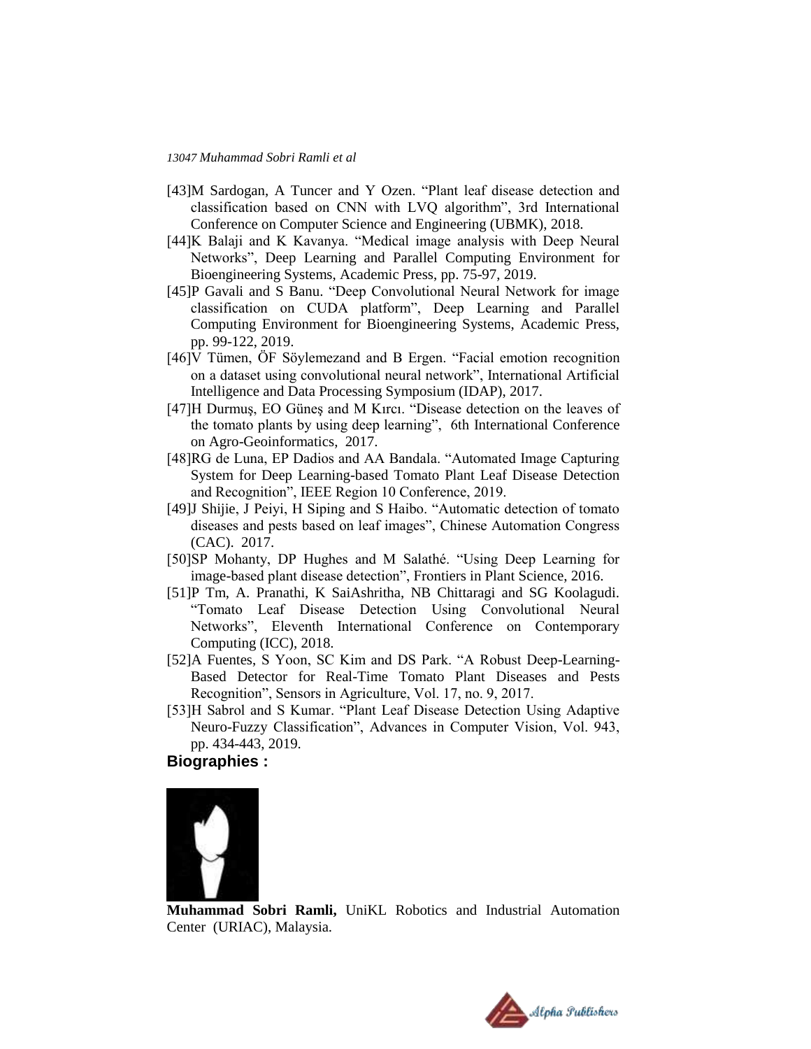[43]M Sardogan, A Tuncer and Y Ozen. "Plant leaf disease detection and classification based on CNN with LVQ algorithm", 3rd International Conference on Computer Science and Engineering (UBMK), 2018.

[44]K Balaji and K Kavanya. "Medical image analysis with Deep Neural Networks", Deep Learning and Parallel Computing Environment for Bioengineering Systems, Academic Press, pp. 75-97, 2019.

[45]P Gavali and S Banu. "Deep Convolutional Neural Network for image classification on CUDA platform", Deep Learning and Parallel Computing Environment for Bioengineering Systems, Academic Press, pp. 99-122, 2019.

[46]V Tümen, ÖF Söylemezand and B Ergen. "Facial emotion recognition on a dataset using convolutional neural network", International Artificial Intelligence and Data Processing Symposium (IDAP), 2017.

[47]H Durmuş, EO Güneş and M Kırcı. "Disease detection on the leaves of the tomato plants by using deep learning", 6th International Conference on Agro-Geoinformatics, 2017.

[48]RG de Luna, EP Dadios and AA Bandala. "Automated Image Capturing System for Deep Learning-based Tomato Plant Leaf Disease Detection and Recognition", IEEE Region 10 Conference, 2019.

[49]J Shijie, J Peiyi, H Siping and S Haibo. "Automatic detection of tomato diseases and pests based on leaf images", Chinese Automation Congress (CAC). 2017.

[50]SP Mohanty, DP Hughes and M Salathé. "Using Deep Learning for image-based plant disease detection", Frontiers in Plant Science, 2016.

[51]P Tm, A. Pranathi, K SaiAshritha, NB Chittaragi and SG Koolagudi. "Tomato Leaf Disease Detection Using Convolutional Neural Networks", Eleventh International Conference on Contemporary Computing (ICC), 2018.

[52]A Fuentes, S Yoon, SC Kim and DS Park. "A Robust Deep-Learning-Based Detector for Real-Time Tomato Plant Diseases and Pests Recognition", Sensors in Agriculture, Vol. 17, no. 9, 2017.

[53]H Sabrol and S Kumar. "Plant Leaf Disease Detection Using Adaptive Neuro-Fuzzy Classification", Advances in Computer Vision, Vol. 943, pp. 434-443, 2019.

## Biographies :

**Muhammad Sobri Ramli,** UniKL Robotics and Industrial Automation Center (URIAC), Malaysia.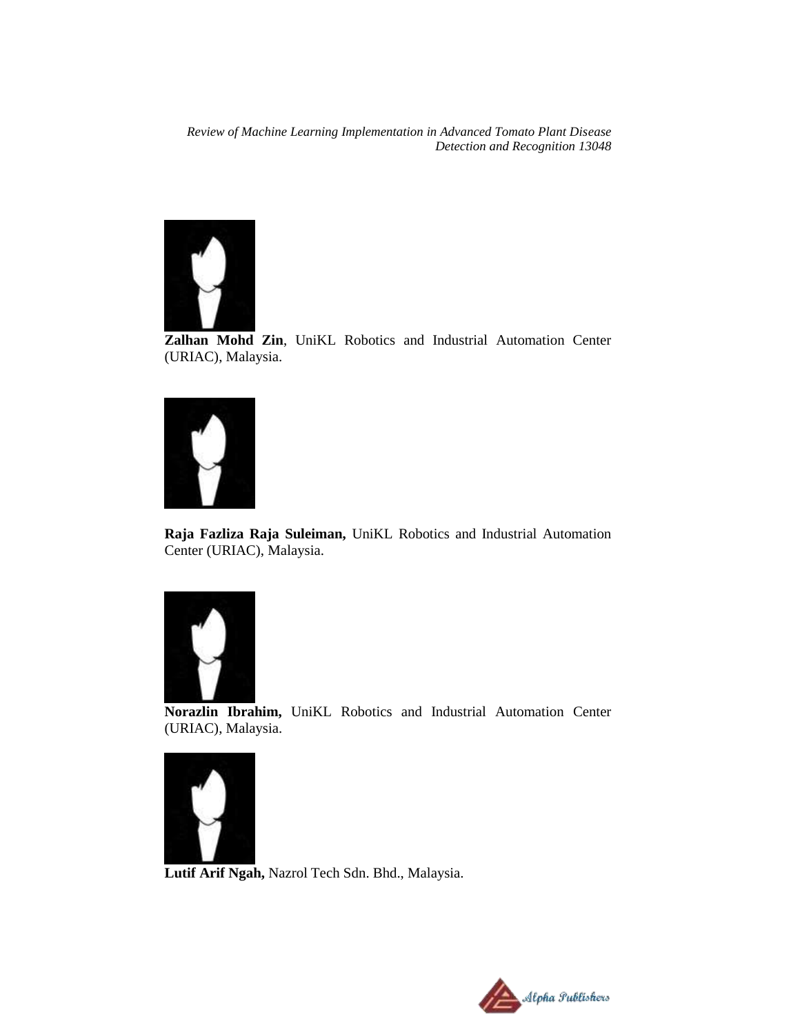**Zalhan Mohd Zin**, UniKL Robotics and Industrial Automation Center (URIAC), Malaysia.

**Raja Fazliza Raja Suleiman,** UniKL Robotics and Industrial Automation Center (URIAC), Malaysia.

**Norazlin Ibrahim,** UniKL Robotics and Industrial Automation Center (URIAC), Malaysia.

**Lutif Arif Ngah,** Nazrol Tech Sdn. Bhd., Malaysia.